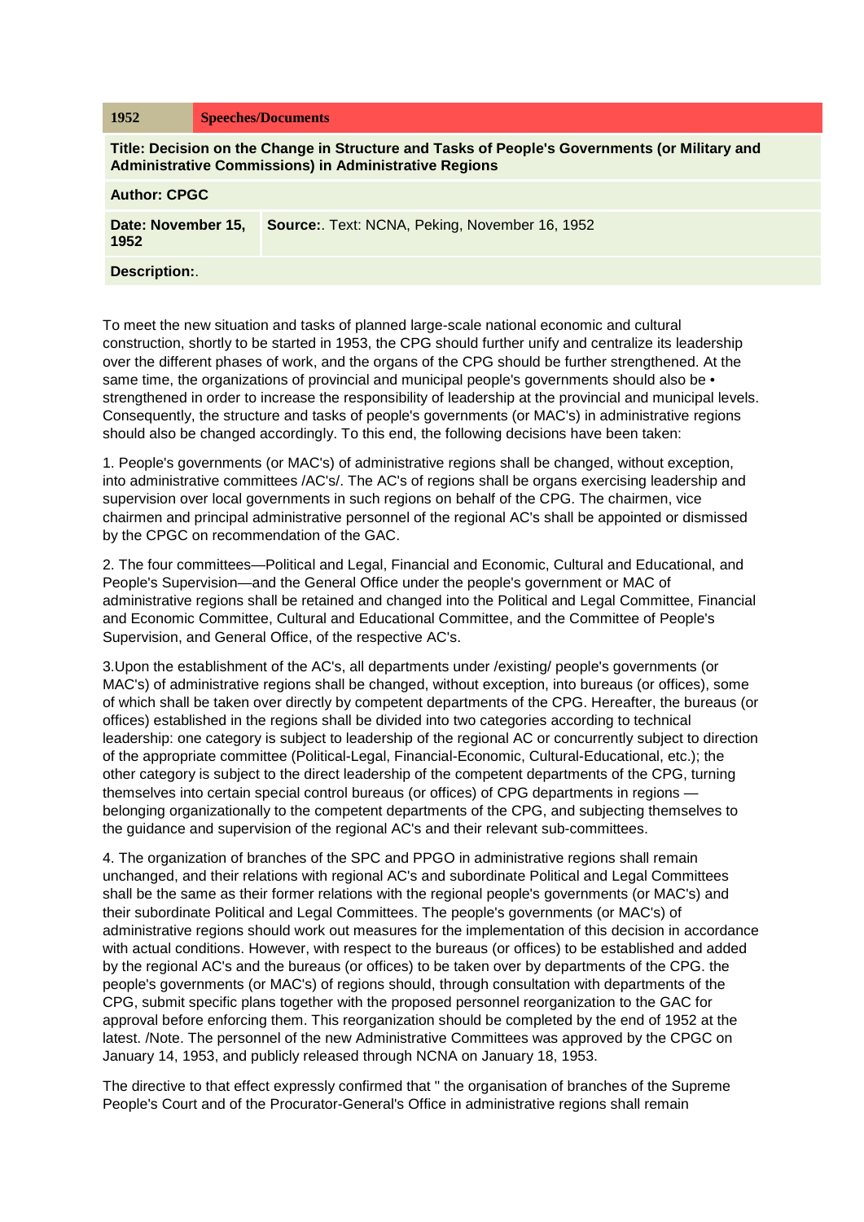| 1952 | Speeches/Documents |
|---|---|
| **Title: Decision on the Change in Structure and Tasks of People's Governments (or Military and Administrative Commissions) in Administrative Regions** | |
| **Author: CPGC** | |
| **Date: November 15, 1952** | **Source:**. Text: NCNA, Peking, November 16, 1952 |
| **Description:**. | |

To meet the new situation and tasks of planned large-scale national economic and cultural construction, shortly to be started in 1953, the CPG should further unify and centralize its leadership over the different phases of work, and the organs of the CPG should be further strengthened. At the same time, the organizations of provincial and municipal people's governments should also be • strengthened in order to increase the responsibility of leadership at the provincial and municipal levels. Consequently, the structure and tasks of people's governments (or MAC's) in administrative regions should also be changed accordingly. To this end, the following decisions have been taken:

1. People's governments (or MAC's) of administrative regions shall be changed, without exception, into administrative committees /AC's/. The AC's of regions shall be organs exercising leadership and supervision over local governments in such regions on behalf of the CPG. The chairmen, vice chairmen and principal administrative personnel of the regional AC's shall be appointed or dismissed by the CPGC on recommendation of the GAC.

2. The four committees—Political and Legal, Financial and Economic, Cultural and Educational, and People's Supervision—and the General Office under the people's government or MAC of administrative regions shall be retained and changed into the Political and Legal Committee, Financial and Economic Committee, Cultural and Educational Committee, and the Committee of People's Supervision, and General Office, of the respective AC's.

3.Upon the establishment of the AC's, all departments under /existing/ people's governments (or MAC's) of administrative regions shall be changed, without exception, into bureaus (or offices), some of which shall be taken over directly by competent departments of the CPG. Hereafter, the bureaus (or offices) established in the regions shall be divided into two categories according to technical leadership: one category is subject to leadership of the regional AC or concurrently subject to direction of the appropriate committee (Political-Legal, Financial-Economic, Cultural-Educational, etc.); the other category is subject to the direct leadership of the competent departments of the CPG, turning themselves into certain special control bureaus (or offices) of CPG departments in regions — belonging organizationally to the competent departments of the CPG, and subjecting themselves to the guidance and supervision of the regional AC's and their relevant sub-committees.

4. The organization of branches of the SPC and PPGO in administrative regions shall remain unchanged, and their relations with regional AC's and subordinate Political and Legal Committees shall be the same as their former relations with the regional people's governments (or MAC's) and their subordinate Political and Legal Committees. The people's governments (or MAC's) of administrative regions should work out measures for the implementation of this decision in accordance with actual conditions. However, with respect to the bureaus (or offices) to be established and added by the regional AC's and the bureaus (or offices) to be taken over by departments of the CPG. the people's governments (or MAC's) of regions should, through consultation with departments of the CPG, submit specific plans together with the proposed personnel reorganization to the GAC for approval before enforcing them. This reorganization should be completed by the end of 1952 at the latest. /Note. The personnel of the new Administrative Committees was approved by the CPGC on January 14, 1953, and publicly released through NCNA on January 18, 1953.

The directive to that effect expressly confirmed that " the organisation of branches of the Supreme People's Court and of the Procurator-General's Office in administrative regions shall remain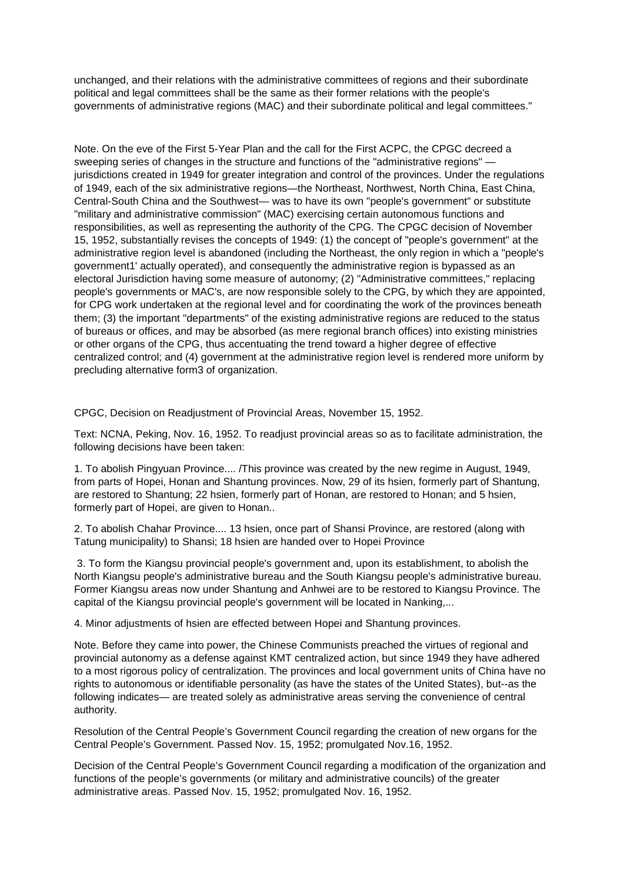unchanged, and their relations with the administrative committees of regions and their subordinate political and legal committees shall be the same as their former relations with the people's governments of administrative regions (MAC) and their subordinate political and legal committees."

Note. On the eve of the First 5-Year Plan and the call for the First ACPC, the CPGC decreed a sweeping series of changes in the structure and functions of the "administrative regions" — jurisdictions created in 1949 for greater integration and control of the provinces. Under the regulations of 1949, each of the six administrative regions—the Northeast, Northwest, North China, East China, Central-South China and the Southwest— was to have its own "people's government" or substitute "military and administrative commission" (MAC) exercising certain autonomous functions and responsibilities, as well as representing the authority of the CPG. The CPGC decision of November 15, 1952, substantially revises the concepts of 1949: (1) the concept of "people's government" at the administrative region level is abandoned (including the Northeast, the only region in which a "people's government1' actually operated), and consequently the administrative region is bypassed as an electoral Jurisdiction having some measure of autonomy; (2) "Administrative committees," replacing people's governments or MAC's, are now responsible solely to the CPG, by which they are appointed, for CPG work undertaken at the regional level and for coordinating the work of the provinces beneath them; (3) the important "departments" of the existing administrative regions are reduced to the status of bureaus or offices, and may be absorbed (as mere regional branch offices) into existing ministries or other organs of the CPG, thus accentuating the trend toward a higher degree of effective centralized control; and (4) government at the administrative region level is rendered more uniform by precluding alternative form3 of organization.

CPGC, Decision on Readjustment of Provincial Areas, November 15, 1952.

Text: NCNA, Peking, Nov. 16, 1952. To readjust provincial areas so as to facilitate administration, the following decisions have been taken:

1. To abolish Pingyuan Province.... /This province was created by the new regime in August, 1949, from parts of Hopei, Honan and Shantung provinces. Now, 29 of its hsien, formerly part of Shantung, are restored to Shantung; 22 hsien, formerly part of Honan, are restored to Honan; and 5 hsien, formerly part of Hopei, are given to Honan..

2. To abolish Chahar Province.... 13 hsien, once part of Shansi Province, are restored (along with Tatung municipality) to Shansi; 18 hsien are handed over to Hopei Province

3. To form the Kiangsu provincial people's government and, upon its establishment, to abolish the North Kiangsu people's administrative bureau and the South Kiangsu people's administrative bureau. Former Kiangsu areas now under Shantung and Anhwei are to be restored to Kiangsu Province. The capital of the Kiangsu provincial people's government will be located in Nanking,...

4. Minor adjustments of hsien are effected between Hopei and Shantung provinces.

Note. Before they came into power, the Chinese Communists preached the virtues of regional and provincial autonomy as a defense against KMT centralized action, but since 1949 they have adhered to a most rigorous policy of centralization. The provinces and local government units of China have no rights to autonomous or identifiable personality (as have the states of the United States), but--as the following indicates— are treated solely as administrative areas serving the convenience of central authority.

Resolution of the Central People's Government Council regarding the creation of new organs for the Central People's Government. Passed Nov. 15, 1952; promulgated Nov.16, 1952.

Decision of the Central People's Government Council regarding a modification of the organization and functions of the people's governments (or military and administrative councils) of the greater administrative areas. Passed Nov. 15, 1952; promulgated Nov. 16, 1952.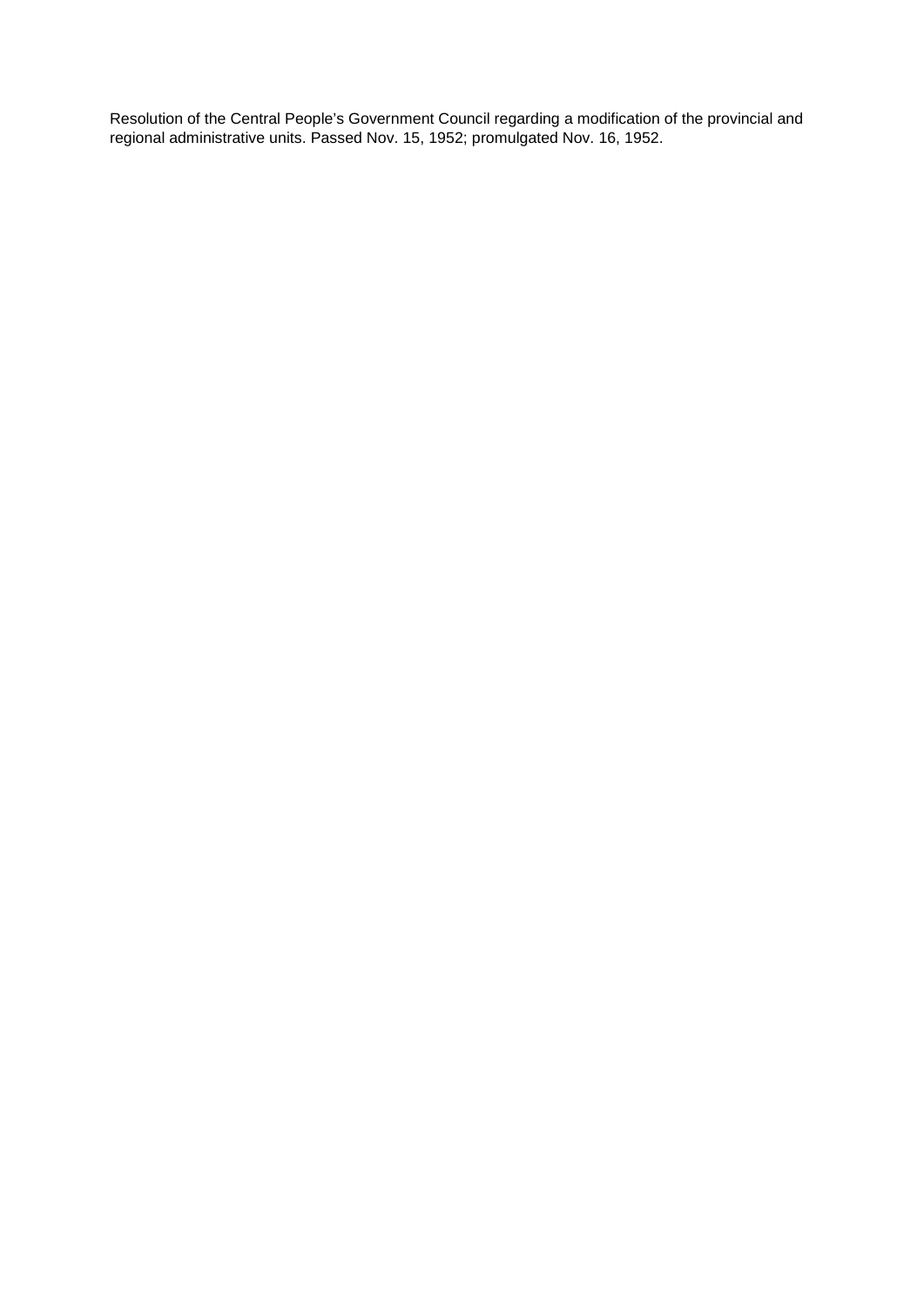Resolution of the Central People's Government Council regarding a modification of the provincial and regional administrative units. Passed Nov. 15, 1952; promulgated Nov. 16, 1952.